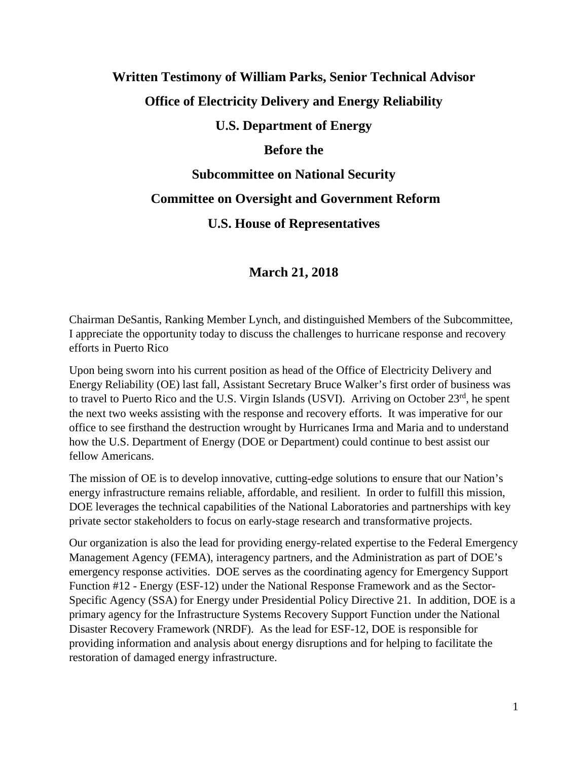# Written Testimony of William Parks, Senior Technical Advisor

# Office of Electricity Delivery and Energy Reliability

# U.S. Department of Energy

# Before the

# Subcommittee on National Security

# Committee on Oversight and Government Reform

# U.S. House of Representatives

## March 21, 2018

Chairman DeSantis, Ranking Member Lynch, and distinguished Members of the Subcommittee, I appreciate the opportunity today to discuss the challenges to hurricane response and recovery efforts in Puerto Rico

Upon being sworn into his current position as head of the Office of Electricity Delivery and Energy Reliability (OE) last fall, Assistant Secretary Bruce Walker's first order of business was to travel to Puerto Rico and the U.S. Virgin Islands (USVI). Arriving on October 23rd, he spent the next two weeks assisting with the response and recovery efforts. It was imperative for our office to see firsthand the destruction wrought by Hurricanes Irma and Maria and to understand how the U.S. Department of Energy (DOE or Department) could continue to best assist our fellow Americans.

The mission of OE is to develop innovative, cutting-edge solutions to ensure that our Nation's energy infrastructure remains reliable, affordable, and resilient. In order to fulfill this mission, DOE leverages the technical capabilities of the National Laboratories and partnerships with key private sector stakeholders to focus on early-stage research and transformative projects.

Our organization is also the lead for providing energy-related expertise to the Federal Emergency Management Agency (FEMA), interagency partners, and the Administration as part of DOE's emergency response activities. DOE serves as the coordinating agency for Emergency Support Function #12 - Energy (ESF-12) under the National Response Framework and as the Sector-Specific Agency (SSA) for Energy under Presidential Policy Directive 21. In addition, DOE is a primary agency for the Infrastructure Systems Recovery Support Function under the National Disaster Recovery Framework (NRDF). As the lead for ESF-12, DOE is responsible for providing information and analysis about energy disruptions and for helping to facilitate the restoration of damaged energy infrastructure.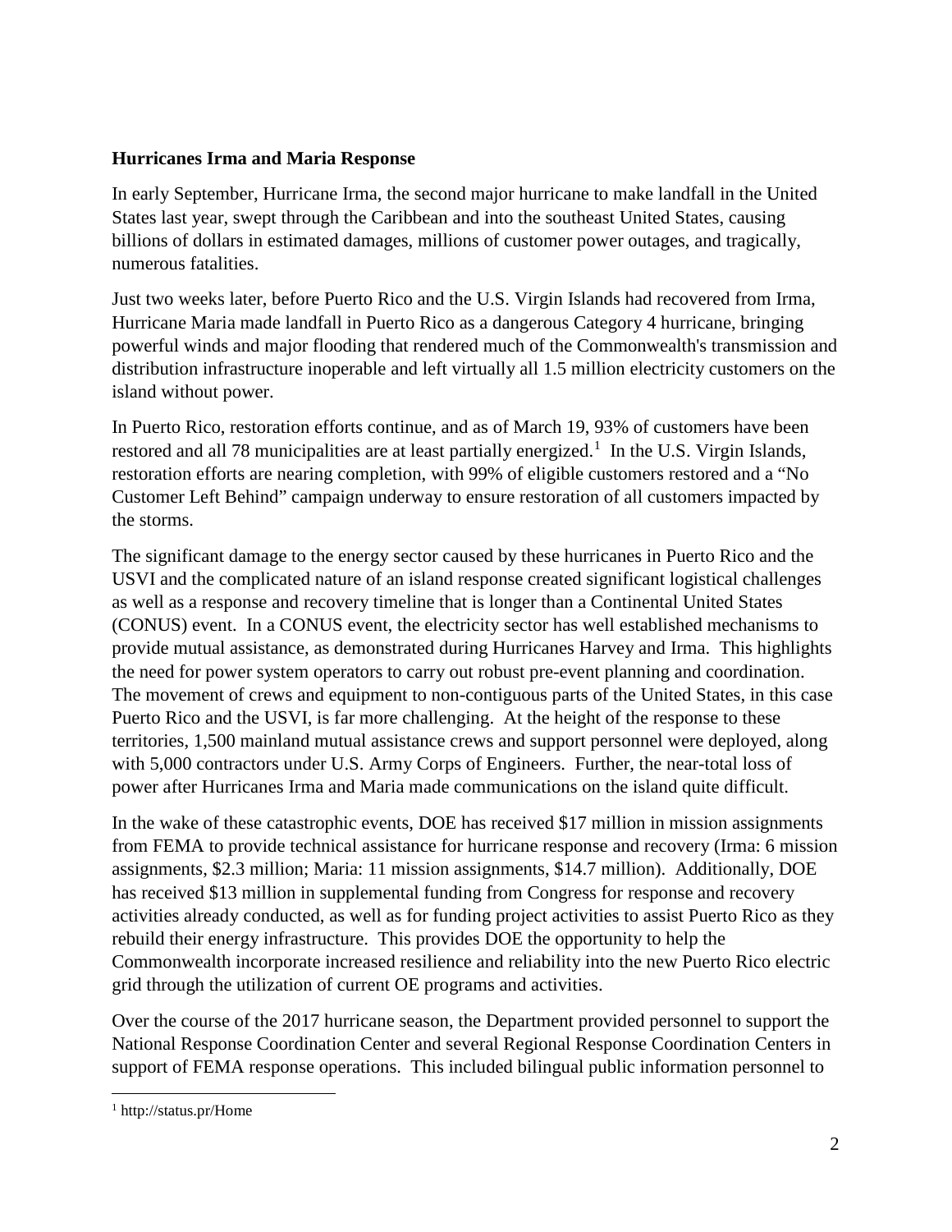**Hurricanes Irma and Maria Response**

In early September, Hurricane Irma, the second major hurricane to make landfall in the United States last year, swept through the Caribbean and into the southeast United States, causing billions of dollars in estimated damages, millions of customer power outages, and tragically, numerous fatalities.

Just two weeks later, before Puerto Rico and the U.S. Virgin Islands had recovered from Irma, Hurricane Maria made landfall in Puerto Rico as a dangerous Category 4 hurricane, bringing powerful winds and major flooding that rendered much of the Commonwealth's transmission and distribution infrastructure inoperable and left virtually all 1.5 million electricity customers on the island without power.

In Puerto Rico, restoration efforts continue, and as of March 19, 93% of customers have been restored and all 78 municipalities are at least partially energized.[1] In the U.S. Virgin Islands, restoration efforts are nearing completion, with 99% of eligible customers restored and a "No Customer Left Behind" campaign underway to ensure restoration of all customers impacted by the storms.

The significant damage to the energy sector caused by these hurricanes in Puerto Rico and the USVI and the complicated nature of an island response created significant logistical challenges as well as a response and recovery timeline that is longer than a Continental United States (CONUS) event. In a CONUS event, the electricity sector has well established mechanisms to provide mutual assistance, as demonstrated during Hurricanes Harvey and Irma. This highlights the need for power system operators to carry out robust pre-event planning and coordination. The movement of crews and equipment to non-contiguous parts of the United States, in this case Puerto Rico and the USVI, is far more challenging. At the height of the response to these territories, 1,500 mainland mutual assistance crews and support personnel were deployed, along with 5,000 contractors under U.S. Army Corps of Engineers. Further, the near-total loss of power after Hurricanes Irma and Maria made communications on the island quite difficult.

In the wake of these catastrophic events, DOE has received $17 million in mission assignments from FEMA to provide technical assistance for hurricane response and recovery (Irma: 6 mission assignments, $2.3 million; Maria: 11 mission assignments, $14.7 million). Additionally, DOE has received $13 million in supplemental funding from Congress for response and recovery activities already conducted, as well as for funding project activities to assist Puerto Rico as they rebuild their energy infrastructure. This provides DOE the opportunity to help the Commonwealth incorporate increased resilience and reliability into the new Puerto Rico electric grid through the utilization of current OE programs and activities.

Over the course of the 2017 hurricane season, the Department provided personnel to support the National Response Coordination Center and several Regional Response Coordination Centers in support of FEMA response operations. This included bilingual public information personnel to

[1] http://status.pr/Home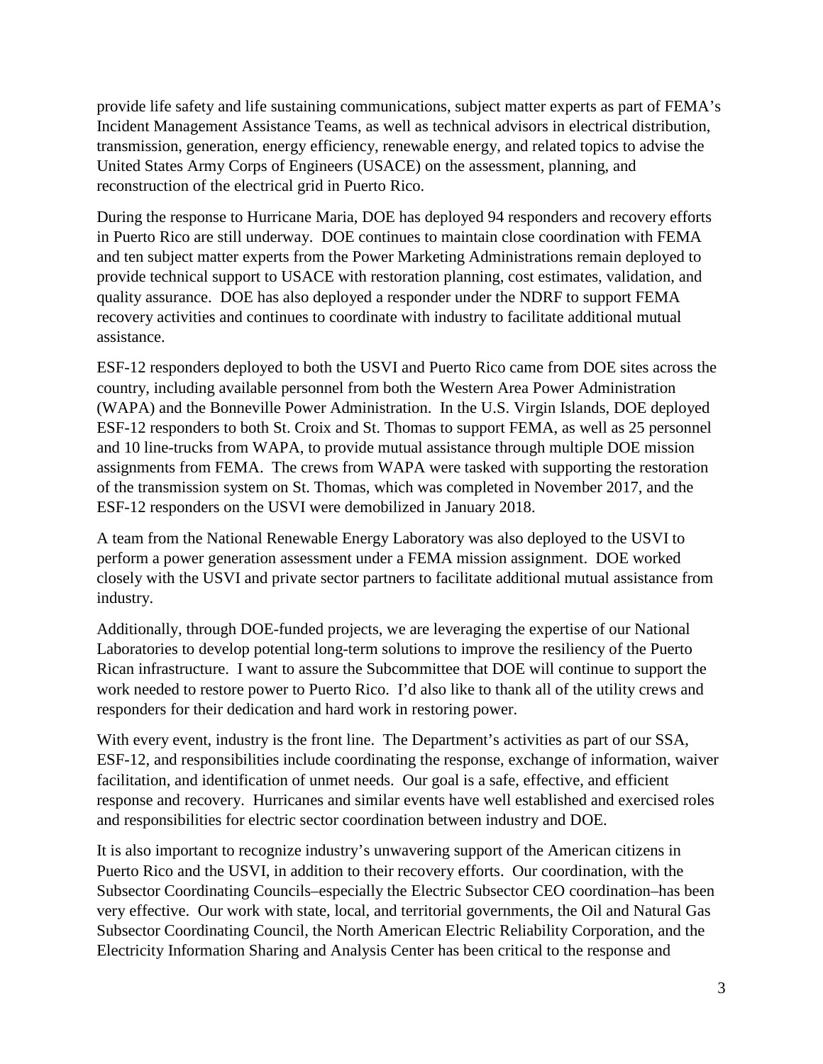provide life safety and life sustaining communications, subject matter experts as part of FEMA's Incident Management Assistance Teams, as well as technical advisors in electrical distribution, transmission, generation, energy efficiency, renewable energy, and related topics to advise the United States Army Corps of Engineers (USACE) on the assessment, planning, and reconstruction of the electrical grid in Puerto Rico.

During the response to Hurricane Maria, DOE has deployed 94 responders and recovery efforts in Puerto Rico are still underway. DOE continues to maintain close coordination with FEMA and ten subject matter experts from the Power Marketing Administrations remain deployed to provide technical support to USACE with restoration planning, cost estimates, validation, and quality assurance. DOE has also deployed a responder under the NDRF to support FEMA recovery activities and continues to coordinate with industry to facilitate additional mutual assistance.

ESF-12 responders deployed to both the USVI and Puerto Rico came from DOE sites across the country, including available personnel from both the Western Area Power Administration (WAPA) and the Bonneville Power Administration. In the U.S. Virgin Islands, DOE deployed ESF-12 responders to both St. Croix and St. Thomas to support FEMA, as well as 25 personnel and 10 line-trucks from WAPA, to provide mutual assistance through multiple DOE mission assignments from FEMA. The crews from WAPA were tasked with supporting the restoration of the transmission system on St. Thomas, which was completed in November 2017, and the ESF-12 responders on the USVI were demobilized in January 2018.

A team from the National Renewable Energy Laboratory was also deployed to the USVI to perform a power generation assessment under a FEMA mission assignment. DOE worked closely with the USVI and private sector partners to facilitate additional mutual assistance from industry.

Additionally, through DOE-funded projects, we are leveraging the expertise of our National Laboratories to develop potential long-term solutions to improve the resiliency of the Puerto Rican infrastructure. I want to assure the Subcommittee that DOE will continue to support the work needed to restore power to Puerto Rico. I'd also like to thank all of the utility crews and responders for their dedication and hard work in restoring power.

With every event, industry is the front line. The Department's activities as part of our SSA, ESF-12, and responsibilities include coordinating the response, exchange of information, waiver facilitation, and identification of unmet needs. Our goal is a safe, effective, and efficient response and recovery. Hurricanes and similar events have well established and exercised roles and responsibilities for electric sector coordination between industry and DOE.

It is also important to recognize industry's unwavering support of the American citizens in Puerto Rico and the USVI, in addition to their recovery efforts. Our coordination, with the Subsector Coordinating Councils–especially the Electric Subsector CEO coordination–has been very effective. Our work with state, local, and territorial governments, the Oil and Natural Gas Subsector Coordinating Council, the North American Electric Reliability Corporation, and the Electricity Information Sharing and Analysis Center has been critical to the response and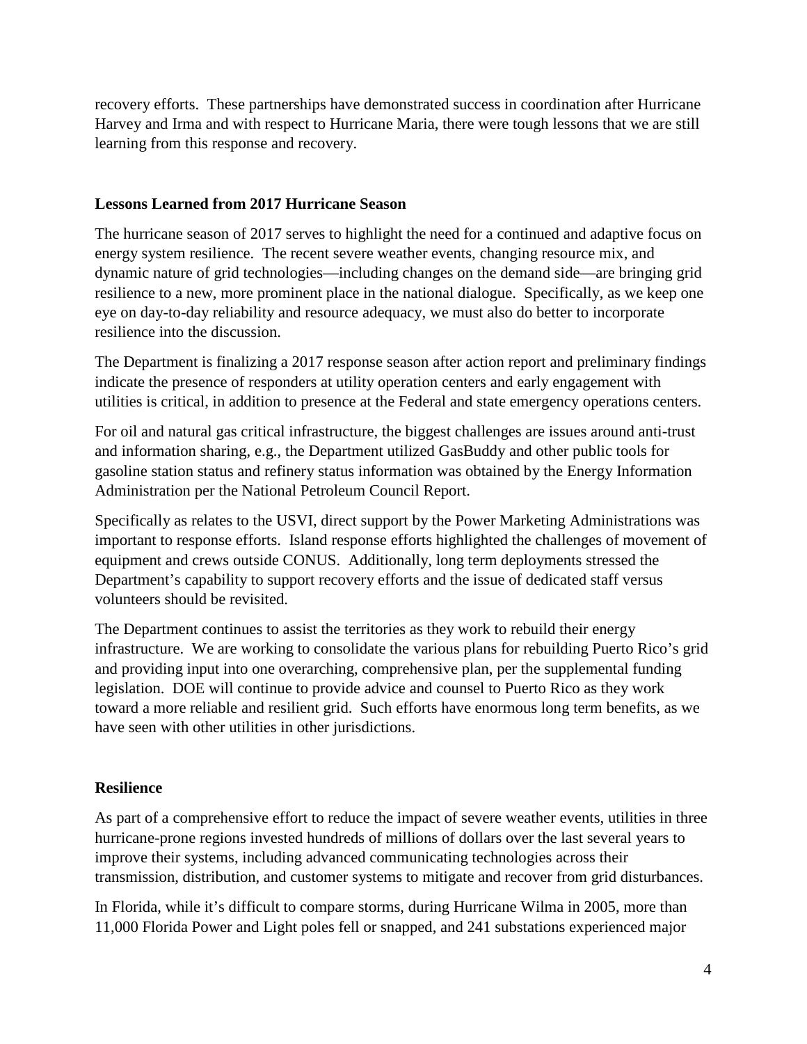recovery efforts. These partnerships have demonstrated success in coordination after Hurricane Harvey and Irma and with respect to Hurricane Maria, there were tough lessons that we are still learning from this response and recovery.

## Lessons Learned from 2017 Hurricane Season

The hurricane season of 2017 serves to highlight the need for a continued and adaptive focus on energy system resilience. The recent severe weather events, changing resource mix, and dynamic nature of grid technologies—including changes on the demand side—are bringing grid resilience to a new, more prominent place in the national dialogue. Specifically, as we keep one eye on day-to-day reliability and resource adequacy, we must also do better to incorporate resilience into the discussion.

The Department is finalizing a 2017 response season after action report and preliminary findings indicate the presence of responders at utility operation centers and early engagement with utilities is critical, in addition to presence at the Federal and state emergency operations centers.

For oil and natural gas critical infrastructure, the biggest challenges are issues around anti-trust and information sharing, e.g., the Department utilized GasBuddy and other public tools for gasoline station status and refinery status information was obtained by the Energy Information Administration per the National Petroleum Council Report.

Specifically as relates to the USVI, direct support by the Power Marketing Administrations was important to response efforts. Island response efforts highlighted the challenges of movement of equipment and crews outside CONUS. Additionally, long term deployments stressed the Department's capability to support recovery efforts and the issue of dedicated staff versus volunteers should be revisited.

The Department continues to assist the territories as they work to rebuild their energy infrastructure. We are working to consolidate the various plans for rebuilding Puerto Rico's grid and providing input into one overarching, comprehensive plan, per the supplemental funding legislation. DOE will continue to provide advice and counsel to Puerto Rico as they work toward a more reliable and resilient grid. Such efforts have enormous long term benefits, as we have seen with other utilities in other jurisdictions.

## Resilience

As part of a comprehensive effort to reduce the impact of severe weather events, utilities in three hurricane-prone regions invested hundreds of millions of dollars over the last several years to improve their systems, including advanced communicating technologies across their transmission, distribution, and customer systems to mitigate and recover from grid disturbances.

In Florida, while it's difficult to compare storms, during Hurricane Wilma in 2005, more than 11,000 Florida Power and Light poles fell or snapped, and 241 substations experienced major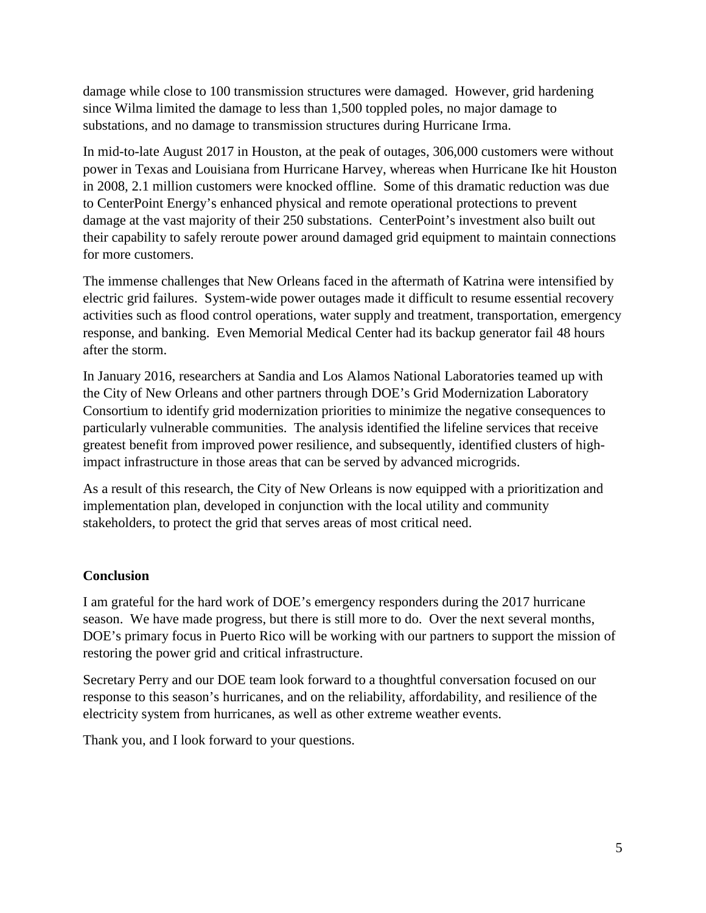damage while close to 100 transmission structures were damaged. However, grid hardening since Wilma limited the damage to less than 1,500 toppled poles, no major damage to substations, and no damage to transmission structures during Hurricane Irma.

In mid-to-late August 2017 in Houston, at the peak of outages, 306,000 customers were without power in Texas and Louisiana from Hurricane Harvey, whereas when Hurricane Ike hit Houston in 2008, 2.1 million customers were knocked offline. Some of this dramatic reduction was due to CenterPoint Energy's enhanced physical and remote operational protections to prevent damage at the vast majority of their 250 substations. CenterPoint's investment also built out their capability to safely reroute power around damaged grid equipment to maintain connections for more customers.

The immense challenges that New Orleans faced in the aftermath of Katrina were intensified by electric grid failures. System-wide power outages made it difficult to resume essential recovery activities such as flood control operations, water supply and treatment, transportation, emergency response, and banking. Even Memorial Medical Center had its backup generator fail 48 hours after the storm.

In January 2016, researchers at Sandia and Los Alamos National Laboratories teamed up with the City of New Orleans and other partners through DOE's Grid Modernization Laboratory Consortium to identify grid modernization priorities to minimize the negative consequences to particularly vulnerable communities. The analysis identified the lifeline services that receive greatest benefit from improved power resilience, and subsequently, identified clusters of high-impact infrastructure in those areas that can be served by advanced microgrids.

As a result of this research, the City of New Orleans is now equipped with a prioritization and implementation plan, developed in conjunction with the local utility and community stakeholders, to protect the grid that serves areas of most critical need.

**Conclusion**

I am grateful for the hard work of DOE's emergency responders during the 2017 hurricane season. We have made progress, but there is still more to do. Over the next several months, DOE's primary focus in Puerto Rico will be working with our partners to support the mission of restoring the power grid and critical infrastructure.

Secretary Perry and our DOE team look forward to a thoughtful conversation focused on our response to this season's hurricanes, and on the reliability, affordability, and resilience of the electricity system from hurricanes, as well as other extreme weather events.

Thank you, and I look forward to your questions.